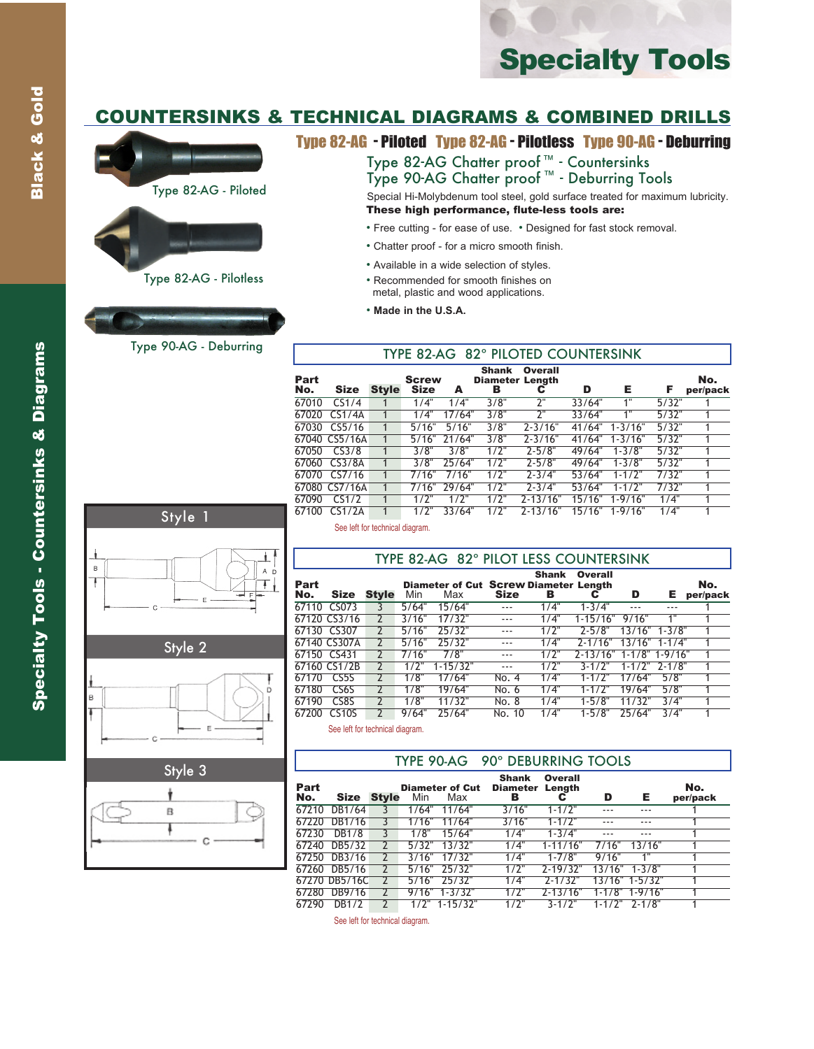# Specialty Tools

## COUNTERSINKS & TECHNICAL DIAGRAMS & COMBINED DRILLS

### Type 82-AG - Piloted   Type 82-AG - Pilotless   Type 90-AG - Deburring

Type 82-AG - Piloted

Type 82-AG - Pilotless

Type 90-AG - Deburring

### Type 82-AG Chatter proof ™ - Countersinks
### Type 90-AG Chatter proof ™ - Deburring Tools

Special Hi-Molybdenum tool steel, gold surface treated for maximum lubricity.

**These high performance, flute-less tools are:**

- Free cutting - for ease of use.
- Designed for fast stock removal.
- Chatter proof - for a micro smooth finish.
- Available in a wide selection of styles.
- Recommended for smooth finishes on metal, plastic and wood applications.
- **Made in the U.S.A.**

### TYPE 82-AG 82° PILOTED COUNTERSINK

| Part No. | Size | Style | Screw Size | A | Shank Diameter B | Overall Length C | D | E | F | No. per/pack |
|---|---|---|---|---|---|---|---|---|---|---|
| 67010 | CS1/4 | 1 | 1/4" | 1/4" | 3/8" | 2" | 33/64" | 1" | 5/32" | 1 |
| 67020 | CS1/4A | 1 | 1/4" | 17/64" | 3/8" | 2" | 33/64" | 1" | 5/32" | 1 |
| 67030 | CS5/16 | 1 | 5/16" | 5/16" | 3/8" | 2-3/16" | 41/64" | 1-3/16" | 5/32" | 1 |
| 67040 | CS5/16A | 1 | 5/16" | 21/64" | 3/8" | 2-3/16" | 41/64" | 1-3/16" | 5/32" | 1 |
| 67050 | CS3/8 | 1 | 3/8" | 3/8" | 1/2" | 2-5/8" | 49/64" | 1-3/8" | 5/32" | 1 |
| 67060 | CS3/8A | 1 | 3/8" | 25/64" | 1/2" | 2-5/8" | 49/64" | 1-3/8" | 5/32" | 1 |
| 67070 | CS7/16 | 1 | 7/16" | 7/16" | 1/2" | 2-3/4" | 53/64" | 1-1/2" | 7/32" | 1 |
| 67080 | CS7/16A | 1 | 7/16" | 29/64" | 1/2" | 2-3/4" | 53/64" | 1-1/2" | 7/32" | 1 |
| 67090 | CS1/2 | 1 | 1/2" | 1/2" | 1/2" | 2-13/16" | 15/16" | 1-9/16" | 1/4" | 1 |
| 67100 | CS1/2A | 1 | 1/2" | 33/64" | 1/2" | 2-13/16" | 15/16" | 1-9/16" | 1/4" | 1 |

See left for technical diagram.

### TYPE 82-AG 82° PILOT LESS COUNTERSINK

| Part No. | Size | Style | Diameter of Cut Min | Diameter of Cut Max | Screw Size | Shank Diameter B | Overall Length C | D | E | No. per/pack |
|---|---|---|---|---|---|---|---|---|---|---|
| 67110 | CS073 | 3 | 5/64" | 15/64" | --- | 1/4" | 1-3/4" | --- | --- | 1 |
| 67120 | CS3/16 | 2 | 3/16" | 17/32" | --- | 1/4" | 1-15/16" | 9/16" | 1" | 1 |
| 67130 | CS307 | 2 | 5/16" | 25/32" | --- | 1/2" | 2-5/8" | 13/16" | 1-3/8" | 1 |
| 67140 | CS307A | 2 | 5/16" | 25/32" | --- | 1/4" | 2-1/16" | 13/16" | 1-1/4" | 1 |
| 67150 | CS431 | 2 | 7/16" | 7/8" | --- | 1/2" | 2-13/16" | 1-1/8" | 1-9/16" | 1 |
| 67160 | CS1/2B | 2 | 1/2" | 1-15/32" | --- | 1/2" | 3-1/2" | 1-1/2" | 2-1/8" | 1 |
| 67170 | CS5S | 2 | 1/8" | 17/64" | No. 4 | 1/4" | 1-1/2" | 17/64" | 5/8" | 1 |
| 67180 | CS6S | 2 | 1/8" | 19/64" | No. 6 | 1/4" | 1-1/2" | 19/64" | 5/8" | 1 |
| 67190 | CS8S | 2 | 1/8" | 11/32" | No. 8 | 1/4" | 1-5/8" | 11/32" | 3/4" | 1 |
| 67200 | CS10S | 2 | 9/64" | 25/64" | No. 10 | 1/4" | 1-5/8" | 25/64" | 3/4" | 1 |

See left for technical diagram.

### TYPE 90-AG 90° DEBURRING TOOLS

| Part No. | Size | Style | Diameter of Cut Min | Diameter of Cut Max | Shank Diameter B | Overall Length C | D | E | No. per/pack |
|---|---|---|---|---|---|---|---|---|---|
| 67210 | DB1/64 | 3 | 1/64" | 11/64" | 3/16" | 1-1/2" | --- | --- | 1 |
| 67220 | DB1/16 | 3 | 1/16" | 11/64" | 3/16" | 1-1/2" | --- | --- | 1 |
| 67230 | DB1/8 | 3 | 1/8" | 15/64" | 1/4" | 1-3/4" | --- | --- | 1 |
| 67240 | DB5/32 | 2 | 5/32" | 13/32" | 1/4" | 1-11/16" | 7/16" | 13/16" | 1 |
| 67250 | DB3/16 | 2 | 3/16" | 17/32" | 1/4" | 1-7/8" | 9/16" | 1" | 1 |
| 67260 | DB5/16 | 2 | 5/16" | 25/32" | 1/2" | 2-19/32" | 13/16" | 1-3/8" | 1 |
| 67270 | DB5/16C | 2 | 5/16" | 25/32" | 1/4" | 2-1/32" | 13/16" | 1-5/32" | 1 |
| 67280 | DB9/16 | 2 | 9/16" | 1-3/32" | 1/2" | 2-13/16" | 1-1/8" | 1-9/16" | 1 |
| 67290 | DB1/2 | 2 | 1/2" | 1-15/32" | 1/2" | 3-1/2" | 1-1/2" | 2-1/8" | 1 |

See left for technical diagram.

Style 1

Style 2

Style 3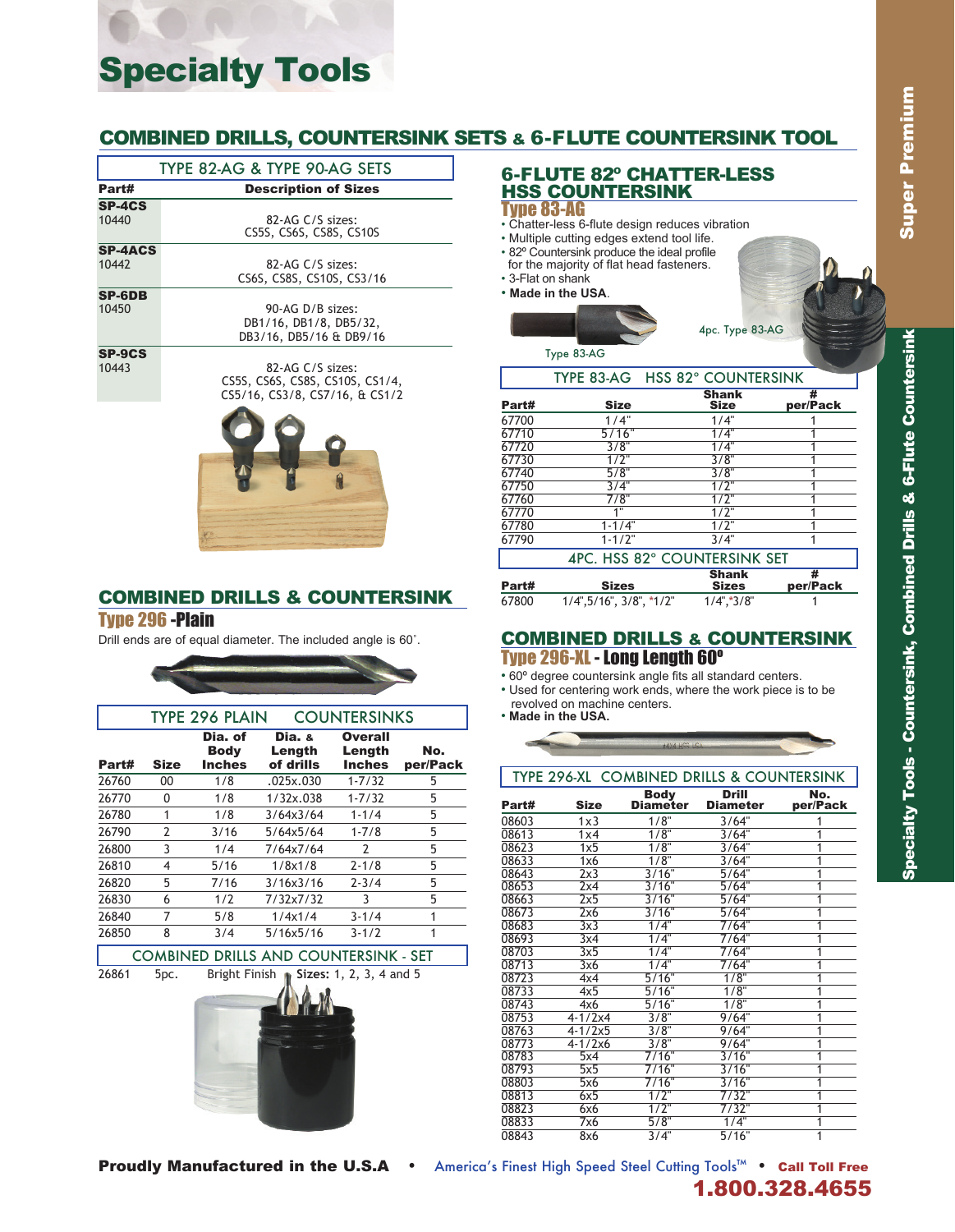# Specialty Tools

## COMBINED DRILLS, COUNTERSINK SETS & 6-FLUTE COUNTERSINK TOOL

### TYPE 82-AG & TYPE 90-AG SETS

| Part# | Description of Sizes |
|---|---|
| **SP-4CS** 10440 | 82-AG C/S sizes: CS5S, CS6S, CS8S, CS10S |
| **SP-4ACS** 10442 | 82-AG C/S sizes: CS6S, CS8S, CS10S, CS3/16 |
| **SP-6DB** 10450 | 90-AG D/B sizes: DB1/16, DB1/8, DB5/32, DB3/16, DB5/16 & DB9/16 |
| **SP-9CS** 10443 | 82-AG C/S sizes: CS5S, CS6S, CS8S, CS10S, CS1/4, CS5/16, CS3/8, CS7/16, & CS1/2 |

## COMBINED DRILLS & COUNTERSINK

### Type 296 -Plain

Drill ends are of equal diameter. The included angle is 60˚.

### TYPE 296 PLAIN COUNTERSINKS

| Part# | Size | Dia. of Body Inches | Dia. & Length of drills | Overall Length Inches | No. per/Pack |
|---|---|---|---|---|---|
| 26760 | 00 | 1/8 | .025x.030 | 1-7/32 | 5 |
| 26770 | 0 | 1/8 | 1/32x.038 | 1-7/32 | 5 |
| 26780 | 1 | 1/8 | 3/64x3/64 | 1-1/4 | 5 |
| 26790 | 2 | 3/16 | 5/64x5/64 | 1-7/8 | 5 |
| 26800 | 3 | 1/4 | 7/64x7/64 | 2 | 5 |
| 26810 | 4 | 5/16 | 1/8x1/8 | 2-1/8 | 5 |
| 26820 | 5 | 7/16 | 3/16x3/16 | 2-3/4 | 5 |
| 26830 | 6 | 1/2 | 7/32x7/32 | 3 | 5 |
| 26840 | 7 | 5/8 | 1/4x1/4 | 3-1/4 | 1 |
| 26850 | 8 | 3/4 | 5/16x5/16 | 3-1/2 | 1 |

### COMBINED DRILLS AND COUNTERSINK - SET

26861 5pc. Bright Finish **Sizes:** 1, 2, 3, 4 and 5

## 6-FLUTE 82º CHATTER-LESS HSS COUNTERSINK

### Type 83-AG

- Chatter-less 6-flute design reduces vibration
- Multiple cutting edges extend tool life.
- 82º Countersink produce the ideal profile for the majority of flat head fasteners.
- 3-Flat on shank
- **Made in the USA.**

Type 83-AG

4pc. Type 83-AG

### TYPE 83-AG HSS 82° COUNTERSINK

| Part# | Size | Shank Size | # per/Pack |
|---|---|---|---|
| 67700 | 1/4" | 1/4" | 1 |
| 67710 | 5/16" | 1/4" | 1 |
| 67720 | 3/8" | 1/4" | 1 |
| 67730 | 1/2" | 3/8" | 1 |
| 67740 | 5/8" | 3/8" | 1 |
| 67750 | 3/4" | 1/2" | 1 |
| 67760 | 7/8" | 1/2" | 1 |
| 67770 | 1" | 1/2" | 1 |
| 67780 | 1-1/4" | 1/2" | 1 |
| 67790 | 1-1/2" | 3/4" | 1 |

### 4PC. HSS 82° COUNTERSINK SET

| Part# | Sizes | Shank Sizes | # per/Pack |
|---|---|---|---|
| 67800 | 1/4",5/16", 3/8", *1/2" | 1/4",*3/8" | 1 |

## COMBINED DRILLS & COUNTERSINK

### Type 296-XL - Long Length 60º

- 60º degree countersink angle fits all standard centers.
- Used for centering work ends, where the work piece is to be revolved on machine centers.
- **Made in the USA.**

### TYPE 296-XL COMBINED DRILLS & COUNTERSINK

| Part# | Size | Body Diameter | Drill Diameter | No. per/Pack |
|---|---|---|---|---|
| 08603 | 1x3 | 1/8" | 3/64" | 1 |
| 08613 | 1x4 | 1/8" | 3/64" | 1 |
| 08623 | 1x5 | 1/8" | 3/64" | 1 |
| 08633 | 1x6 | 1/8" | 3/64" | 1 |
| 08643 | 2x3 | 3/16" | 5/64" | 1 |
| 08653 | 2x4 | 3/16" | 5/64" | 1 |
| 08663 | 2x5 | 3/16" | 5/64" | 1 |
| 08673 | 2x6 | 3/16" | 5/64" | 1 |
| 08683 | 3x3 | 1/4" | 7/64" | 1 |
| 08693 | 3x4 | 1/4" | 7/64" | 1 |
| 08703 | 3x5 | 1/4" | 7/64" | 1 |
| 08713 | 3x6 | 1/4" | 7/64" | 1 |
| 08723 | 4x4 | 5/16" | 1/8" | 1 |
| 08733 | 4x5 | 5/16" | 1/8" | 1 |
| 08743 | 4x6 | 5/16" | 1/8" | 1 |
| 08753 | 4-1/2x4 | 3/8" | 9/64" | 1 |
| 08763 | 4-1/2x5 | 3/8" | 9/64" | 1 |
| 08773 | 4-1/2x6 | 3/8" | 9/64" | 1 |
| 08783 | 5x4 | 7/16" | 3/16" | 1 |
| 08793 | 5x5 | 7/16" | 3/16" | 1 |
| 08803 | 5x6 | 7/16" | 3/16" | 1 |
| 08813 | 6x5 | 1/2" | 7/32" | 1 |
| 08823 | 6x6 | 1/2" | 7/32" | 1 |
| 08833 | 7x6 | 5/8" | 1/4" | 1 |
| 08843 | 8x6 | 3/4" | 5/16" | 1 |

Super Premium

Specialty Tools - Countersink, Combined Drills & 6-Flute Countersink

**Proudly Manufactured in the U.S.A** • America's Finest High Speed Steel Cutting Tools™ • **Call Toll Free 1.800.328.4655**